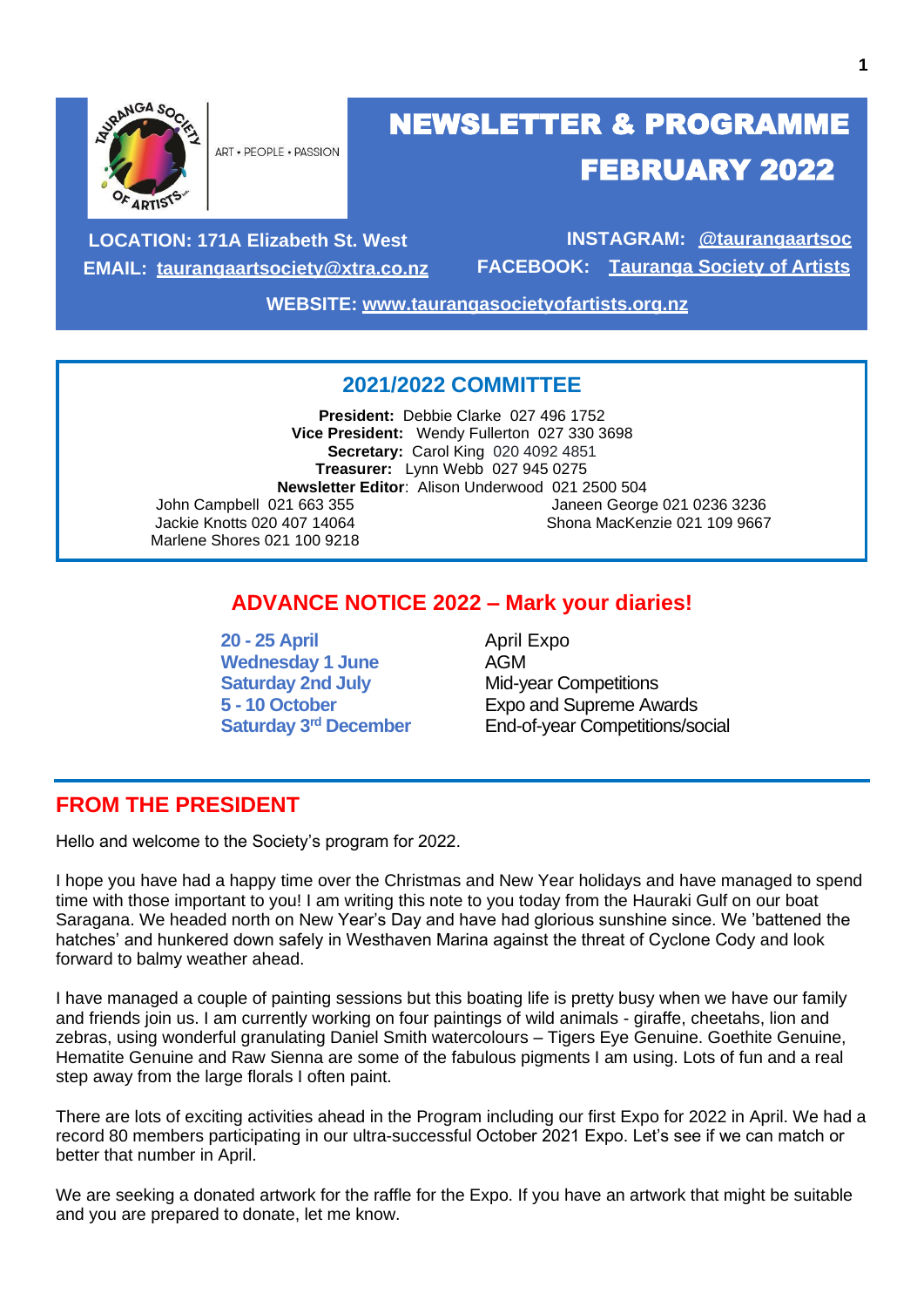ART • PEOPLE • PASSION

# NEWSLETTER & PROGRAMME FEBRUARY 2022

**LOCATION: 171A Elizabeth St. West**
**EMAIL: taurangaartsociety@xtra.co.nz**
**INSTAGRAM: @taurangaartsoc**
**FACEBOOK: Tauranga Society of Artists**
**WEBSITE: www.taurangasocietyofartists.org.nz**

## 2021/2022 COMMITTEE

**President:** Debbie Clarke 027 496 1752
**Vice President:** Wendy Fullerton 027 330 3698
**Secretary:** Carol King 020 4092 4851
**Treasurer:** Lynn Webb 027 945 0275
**Newsletter Editor**: Alison Underwood 021 2500 504

John Campbell 021 663 355
Jackie Knotts 020 407 14064
Marlene Shores 021 100 9218
Janeen George 021 0236 3236
Shona MacKenzie 021 109 9667

## ADVANCE NOTICE 2022 – Mark your diaries!

| | |
|---|---|
| **20 - 25 April** | April Expo |
| **Wednesday 1 June** | AGM |
| **Saturday 2nd July** | Mid-year Competitions |
| **5 - 10 October** | Expo and Supreme Awards |
| **Saturday 3rd December** | End-of-year Competitions/social |

## FROM THE PRESIDENT

Hello and welcome to the Society's program for 2022.

I hope you have had a happy time over the Christmas and New Year holidays and have managed to spend time with those important to you! I am writing this note to you today from the Hauraki Gulf on our boat Saragana. We headed north on New Year's Day and have had glorious sunshine since. We 'battened the hatches' and hunkered down safely in Westhaven Marina against the threat of Cyclone Cody and look forward to balmy weather ahead.

I have managed a couple of painting sessions but this boating life is pretty busy when we have our family and friends join us. I am currently working on four paintings of wild animals - giraffe, cheetahs, lion and zebras, using wonderful granulating Daniel Smith watercolours – Tigers Eye Genuine. Goethite Genuine, Hematite Genuine and Raw Sienna are some of the fabulous pigments I am using. Lots of fun and a real step away from the large florals I often paint.

There are lots of exciting activities ahead in the Program including our first Expo for 2022 in April. We had a record 80 members participating in our ultra-successful October 2021 Expo. Let's see if we can match or better that number in April.

We are seeking a donated artwork for the raffle for the Expo. If you have an artwork that might be suitable and you are prepared to donate, let me know.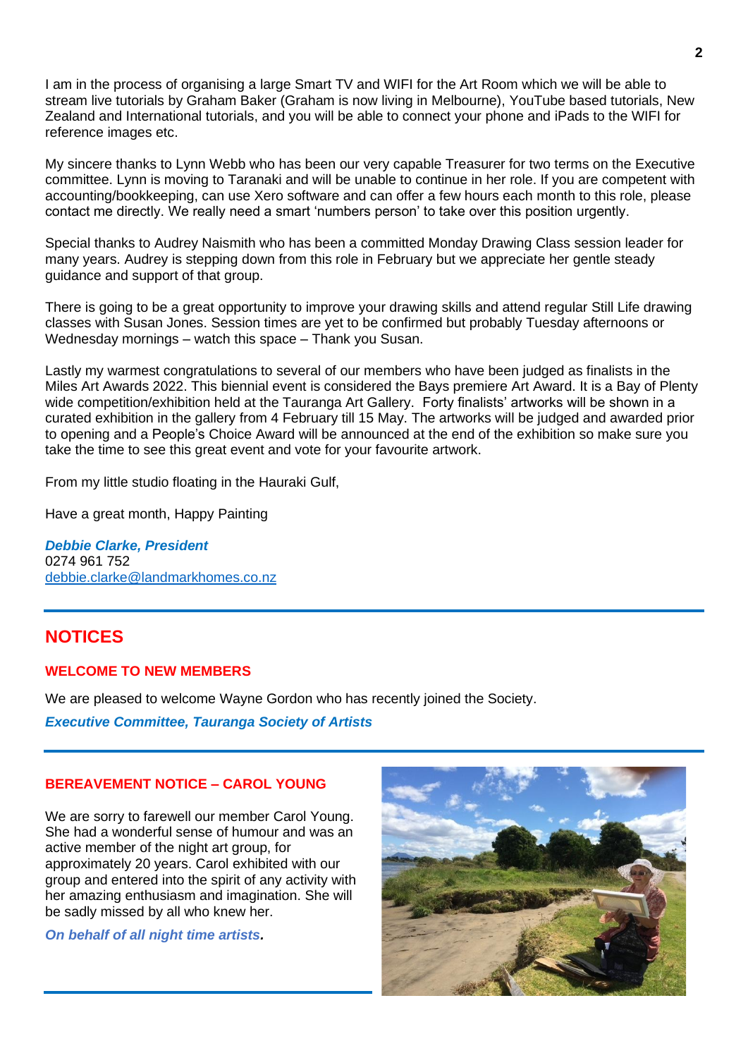I am in the process of organising a large Smart TV and WIFI for the Art Room which we will be able to stream live tutorials by Graham Baker (Graham is now living in Melbourne), YouTube based tutorials, New Zealand and International tutorials, and you will be able to connect your phone and iPads to the WIFI for reference images etc.

My sincere thanks to Lynn Webb who has been our very capable Treasurer for two terms on the Executive committee. Lynn is moving to Taranaki and will be unable to continue in her role. If you are competent with accounting/bookkeeping, can use Xero software and can offer a few hours each month to this role, please contact me directly. We really need a smart 'numbers person' to take over this position urgently.

Special thanks to Audrey Naismith who has been a committed Monday Drawing Class session leader for many years. Audrey is stepping down from this role in February but we appreciate her gentle steady guidance and support of that group.

There is going to be a great opportunity to improve your drawing skills and attend regular Still Life drawing classes with Susan Jones. Session times are yet to be confirmed but probably Tuesday afternoons or Wednesday mornings – watch this space – Thank you Susan.

Lastly my warmest congratulations to several of our members who have been judged as finalists in the Miles Art Awards 2022. This biennial event is considered the Bays premiere Art Award. It is a Bay of Plenty wide competition/exhibition held at the Tauranga Art Gallery. Forty finalists' artworks will be shown in a curated exhibition in the gallery from 4 February till 15 May. The artworks will be judged and awarded prior to opening and a People's Choice Award will be announced at the end of the exhibition so make sure you take the time to see this great event and vote for your favourite artwork.

From my little studio floating in the Hauraki Gulf,

Have a great month, Happy Painting

***Debbie Clarke, President***
0274 961 752
debbie.clarke@landmarkhomes.co.nz

---

## NOTICES

### WELCOME TO NEW MEMBERS

We are pleased to welcome Wayne Gordon who has recently joined the Society.

***Executive Committee, Tauranga Society of Artists***

---

### BEREAVEMENT NOTICE – CAROL YOUNG

We are sorry to farewell our member Carol Young. She had a wonderful sense of humour and was an active member of the night art group, for approximately 20 years. Carol exhibited with our group and entered into the spirit of any activity with her amazing enthusiasm and imagination. She will be sadly missed by all who knew her.

***On behalf of all night time artists.***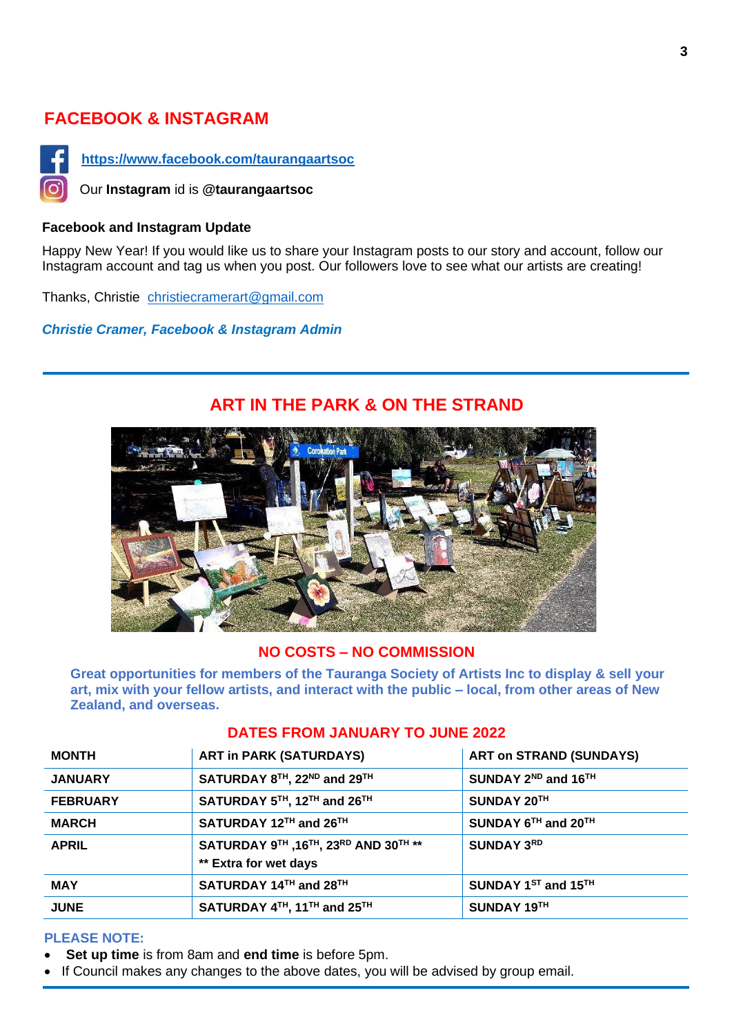## FACEBOOK & INSTAGRAM

https://www.facebook.com/taurangaartsoc

Our **Instagram** id is **@taurangaartsoc**

**Facebook and Instagram Update**

Happy New Year! If you would like us to share your Instagram posts to our story and account, follow our Instagram account and tag us when you post. Our followers love to see what our artists are creating!

Thanks, Christie christiecramerart@gmail.com

***Christie Cramer, Facebook & Instagram Admin***

---

## ART IN THE PARK & ON THE STRAND

**NO COSTS – NO COMMISSION**

**Great opportunities for members of the Tauranga Society of Artists Inc to display & sell your art, mix with your fellow artists, and interact with the public – local, from other areas of New Zealand, and overseas.**

**DATES FROM JANUARY TO JUNE 2022**

| MONTH | ART in PARK (SATURDAYS) | ART on STRAND (SUNDAYS) |
|---|---|---|
| JANUARY | SATURDAY 8TH, 22ND and 29TH | SUNDAY 2ND and 16TH |
| FEBRUARY | SATURDAY 5TH, 12TH and 26TH | SUNDAY 20TH |
| MARCH | SATURDAY 12TH and 26TH | SUNDAY 6TH and 20TH |
| APRIL | SATURDAY 9TH ,16TH, 23RD AND 30TH ** <br> ** Extra for wet days | SUNDAY 3RD |
| MAY | SATURDAY 14TH and 28TH | SUNDAY 1ST and 15TH |
| JUNE | SATURDAY 4TH, 11TH and 25TH | SUNDAY 19TH |

**PLEASE NOTE:**

- **Set up time** is from 8am and **end time** is before 5pm.
- If Council makes any changes to the above dates, you will be advised by group email.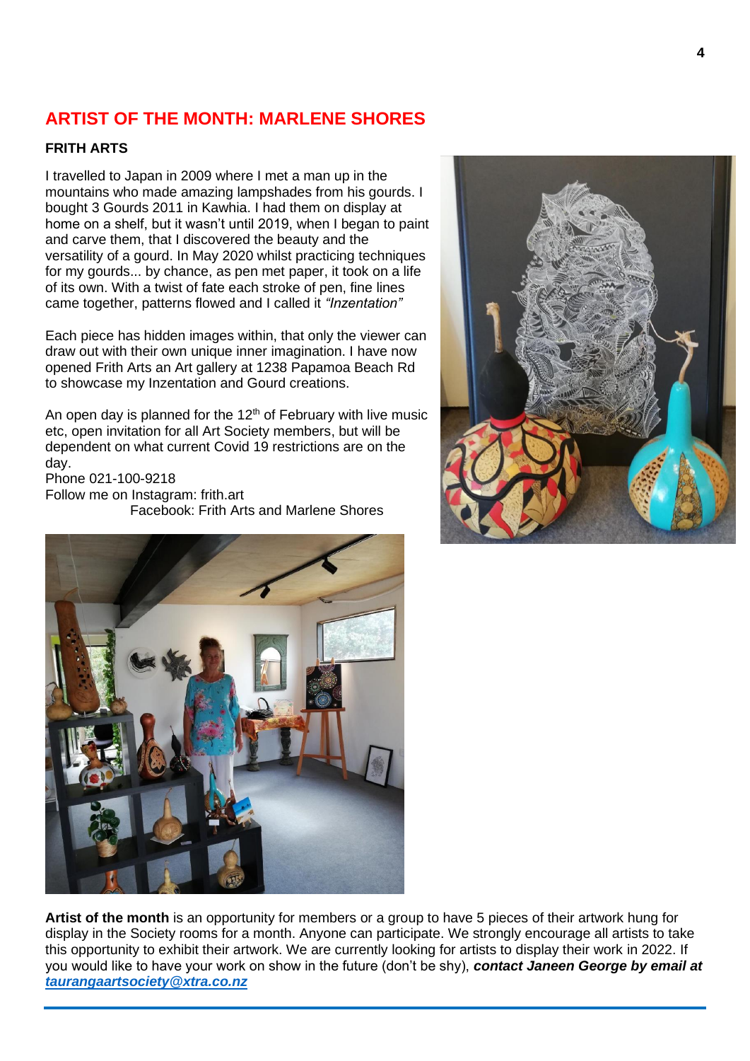## ARTIST OF THE MONTH: MARLENE SHORES

### FRITH ARTS

I travelled to Japan in 2009 where I met a man up in the mountains who made amazing lampshades from his gourds. I bought 3 Gourds 2011 in Kawhia. I had them on display at home on a shelf, but it wasn't until 2019, when I began to paint and carve them, that I discovered the beauty and the versatility of a gourd. In May 2020 whilst practicing techniques for my gourds... by chance, as pen met paper, it took on a life of its own. With a twist of fate each stroke of pen, fine lines came together, patterns flowed and I called it *"Inzentation"*

Each piece has hidden images within, that only the viewer can draw out with their own unique inner imagination. I have now opened Frith Arts an Art gallery at 1238 Papamoa Beach Rd to showcase my Inzentation and Gourd creations.

An open day is planned for the 12th of February with live music etc, open invitation for all Art Society members, but will be dependent on what current Covid 19 restrictions are on the day.

Phone 021-100-9218

Follow me on Instagram: frith.art

Facebook: Frith Arts and Marlene Shores

**Artist of the month** is an opportunity for members or a group to have 5 pieces of their artwork hung for display in the Society rooms for a month. Anyone can participate. We strongly encourage all artists to take this opportunity to exhibit their artwork. We are currently looking for artists to display their work in 2022. If you would like to have your work on show in the future (don't be shy), ***contact Janeen George by email at [taurangaartsociety@xtra.co.nz](mailto:taurangaartsociety@xtra.co.nz)***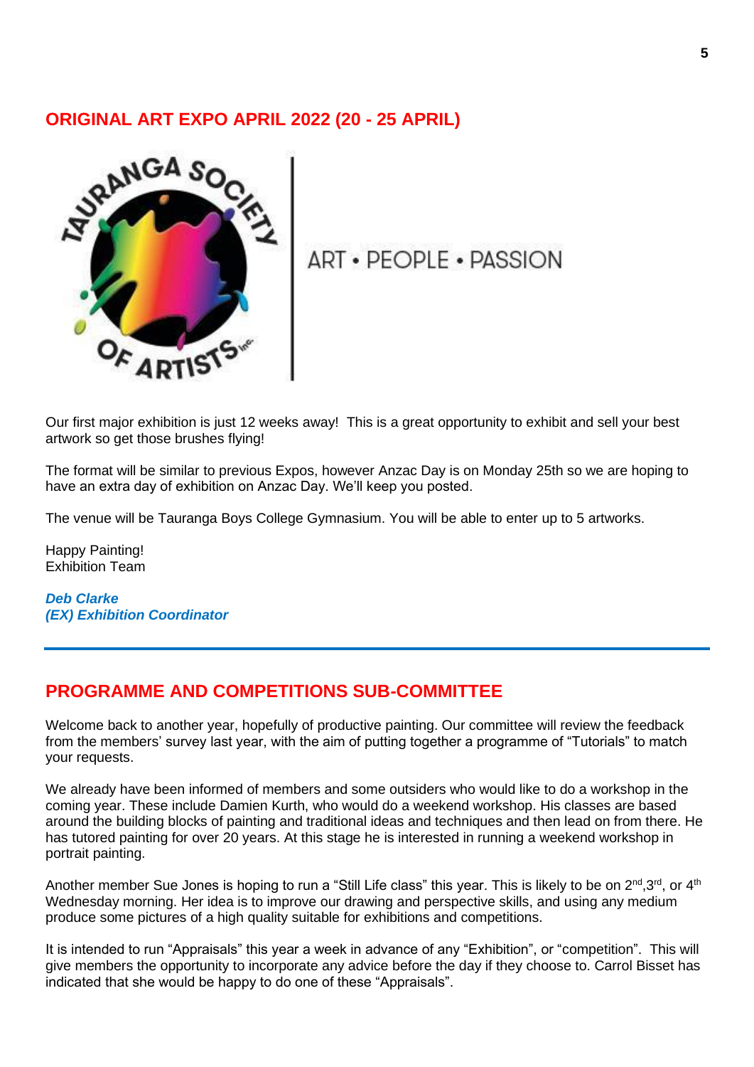## ORIGINAL ART EXPO APRIL 2022 (20 - 25 APRIL)

TAURANGA SOCIETY OF ARTISTS Inc.

ART • PEOPLE • PASSION

Our first major exhibition is just 12 weeks away! This is a great opportunity to exhibit and sell your best artwork so get those brushes flying!

The format will be similar to previous Expos, however Anzac Day is on Monday 25th so we are hoping to have an extra day of exhibition on Anzac Day. We'll keep you posted.

The venue will be Tauranga Boys College Gymnasium. You will be able to enter up to 5 artworks.

Happy Painting!
Exhibition Team

***Deb Clarke***
***(EX) Exhibition Coordinator***

---

## PROGRAMME AND COMPETITIONS SUB-COMMITTEE

Welcome back to another year, hopefully of productive painting. Our committee will review the feedback from the members' survey last year, with the aim of putting together a programme of "Tutorials" to match your requests.

We already have been informed of members and some outsiders who would like to do a workshop in the coming year. These include Damien Kurth, who would do a weekend workshop. His classes are based around the building blocks of painting and traditional ideas and techniques and then lead on from there. He has tutored painting for over 20 years. At this stage he is interested in running a weekend workshop in portrait painting.

Another member Sue Jones is hoping to run a "Still Life class" this year. This is likely to be on 2nd,3rd, or 4th Wednesday morning. Her idea is to improve our drawing and perspective skills, and using any medium produce some pictures of a high quality suitable for exhibitions and competitions.

It is intended to run "Appraisals" this year a week in advance of any "Exhibition", or "competition". This will give members the opportunity to incorporate any advice before the day if they choose to. Carrol Bisset has indicated that she would be happy to do one of these "Appraisals".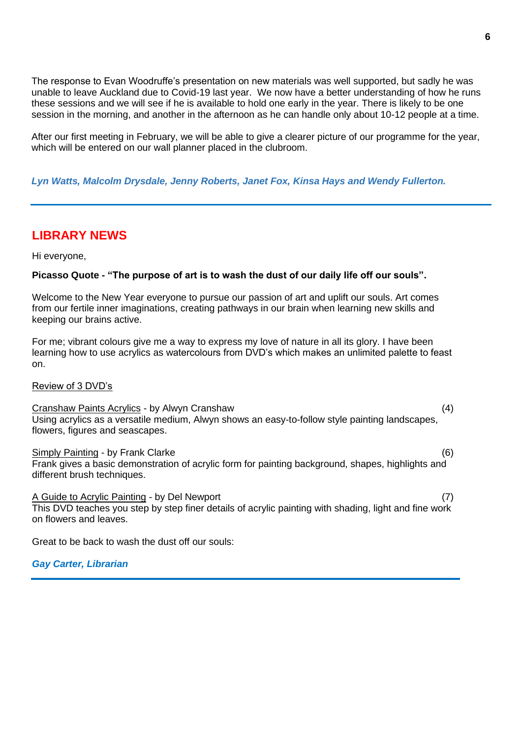The response to Evan Woodruffe's presentation on new materials was well supported, but sadly he was unable to leave Auckland due to Covid-19 last year. We now have a better understanding of how he runs these sessions and we will see if he is available to hold one early in the year. There is likely to be one session in the morning, and another in the afternoon as he can handle only about 10-12 people at a time.

After our first meeting in February, we will be able to give a clearer picture of our programme for the year, which will be entered on our wall planner placed in the clubroom.

***Lyn Watts, Malcolm Drysdale, Jenny Roberts, Janet Fox, Kinsa Hays and Wendy Fullerton.***

---

## LIBRARY NEWS

Hi everyone,

**Picasso Quote - "The purpose of art is to wash the dust of our daily life off our souls".**

Welcome to the New Year everyone to pursue our passion of art and uplift our souls. Art comes from our fertile inner imaginations, creating pathways in our brain when learning new skills and keeping our brains active.

For me; vibrant colours give me a way to express my love of nature in all its glory. I have been learning how to use acrylics as watercolours from DVD's which makes an unlimited palette to feast on.

Review of 3 DVD's

Cranshaw Paints Acrylics - by Alwyn Cranshaw (4)
Using acrylics as a versatile medium, Alwyn shows an easy-to-follow style painting landscapes, flowers, figures and seascapes.

Simply Painting - by Frank Clarke (6)
Frank gives a basic demonstration of acrylic form for painting background, shapes, highlights and different brush techniques.

A Guide to Acrylic Painting - by Del Newport (7)
This DVD teaches you step by step finer details of acrylic painting with shading, light and fine work on flowers and leaves.

Great to be back to wash the dust off our souls:

***Gay Carter, Librarian***

---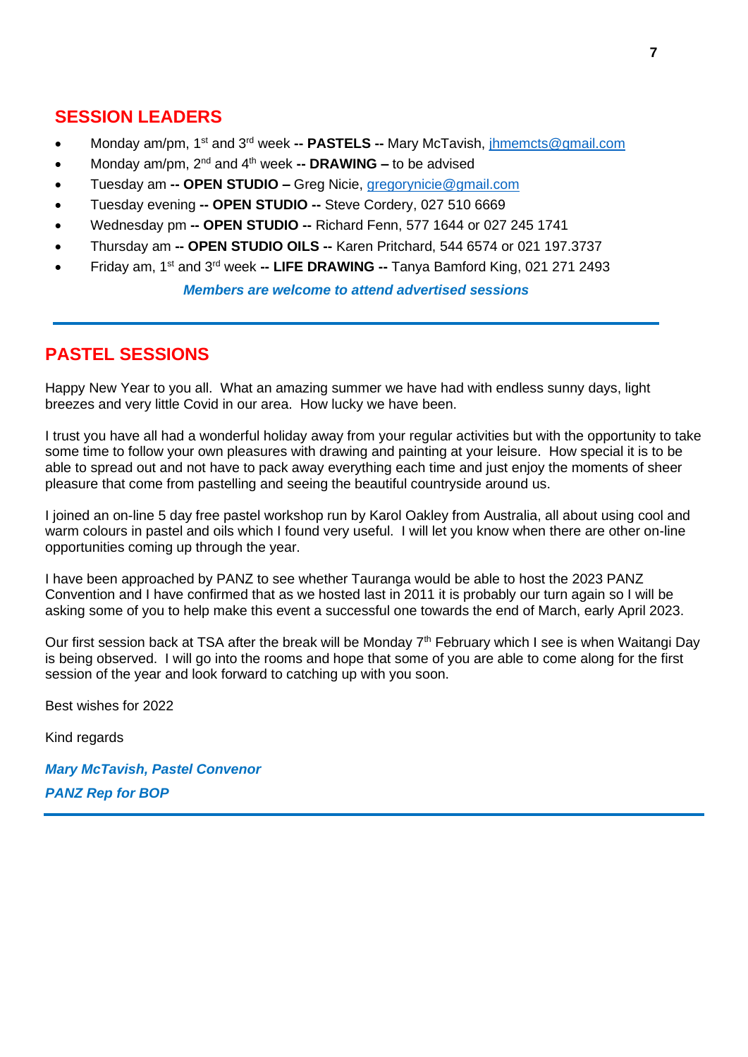## SESSION LEADERS

- Monday am/pm, 1st and 3rd week -- **PASTELS --** Mary McTavish, jhmemcts@gmail.com
- Monday am/pm, 2nd and 4th week -- **DRAWING –** to be advised
- Tuesday am -- **OPEN STUDIO –** Greg Nicie, gregorynicie@gmail.com
- Tuesday evening -- **OPEN STUDIO --** Steve Cordery, 027 510 6669
- Wednesday pm -- **OPEN STUDIO --** Richard Fenn, 577 1644 or 027 245 1741
- Thursday am -- **OPEN STUDIO OILS --** Karen Pritchard, 544 6574 or 021 197.3737
- Friday am, 1st and 3rd week -- **LIFE DRAWING --** Tanya Bamford King, 021 271 2493

***Members are welcome to attend advertised sessions***

---

## PASTEL SESSIONS

Happy New Year to you all. What an amazing summer we have had with endless sunny days, light breezes and very little Covid in our area. How lucky we have been.

I trust you have all had a wonderful holiday away from your regular activities but with the opportunity to take some time to follow your own pleasures with drawing and painting at your leisure. How special it is to be able to spread out and not have to pack away everything each time and just enjoy the moments of sheer pleasure that come from pastelling and seeing the beautiful countryside around us.

I joined an on-line 5 day free pastel workshop run by Karol Oakley from Australia, all about using cool and warm colours in pastel and oils which I found very useful. I will let you know when there are other on-line opportunities coming up through the year.

I have been approached by PANZ to see whether Tauranga would be able to host the 2023 PANZ Convention and I have confirmed that as we hosted last in 2011 it is probably our turn again so I will be asking some of you to help make this event a successful one towards the end of March, early April 2023.

Our first session back at TSA after the break will be Monday 7th February which I see is when Waitangi Day is being observed. I will go into the rooms and hope that some of you are able to come along for the first session of the year and look forward to catching up with you soon.

Best wishes for 2022

Kind regards

***Mary McTavish, Pastel Convenor***

***PANZ Rep for BOP***

---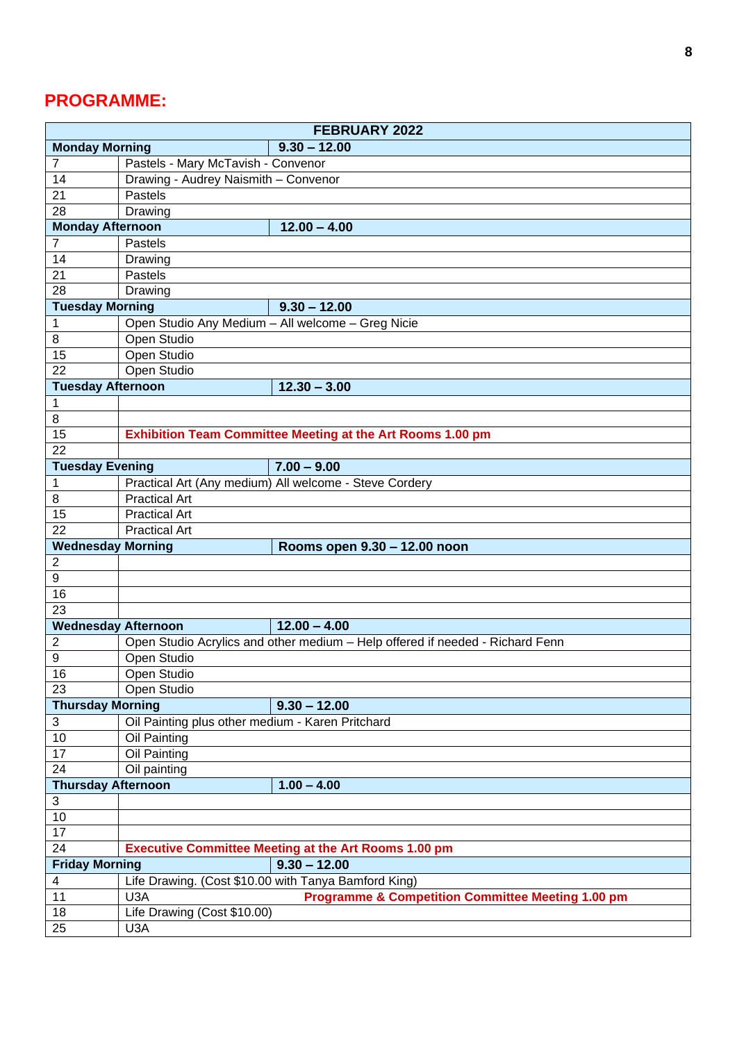## PROGRAMME:

| FEBRUARY 2022 | | |
|---|---|---|
| **Monday Morning** | **9.30 – 12.00** | |
| 7 | Pastels - Mary McTavish - Convenor | |
| 14 | Drawing - Audrey Naismith – Convenor | |
| 21 | Pastels | |
| 28 | Drawing | |
| **Monday Afternoon** | **12.00 – 4.00** | |
| 7 | Pastels | |
| 14 | Drawing | |
| 21 | Pastels | |
| 28 | Drawing | |
| **Tuesday Morning** | **9.30 – 12.00** | |
| 1 | Open Studio Any Medium – All welcome – Greg Nicie | |
| 8 | Open Studio | |
| 15 | Open Studio | |
| 22 | Open Studio | |
| **Tuesday Afternoon** | **12.30 – 3.00** | |
| 1 | | |
| 8 | | |
| 15 | **Exhibition Team Committee Meeting at the Art Rooms 1.00 pm** | |
| 22 | | |
| **Tuesday Evening** | **7.00 – 9.00** | |
| 1 | Practical Art (Any medium) All welcome - Steve Cordery | |
| 8 | Practical Art | |
| 15 | Practical Art | |
| 22 | Practical Art | |
| **Wednesday Morning** | **Rooms open 9.30 – 12.00 noon** | |
| 2 | | |
| 9 | | |
| 16 | | |
| 23 | | |
| **Wednesday Afternoon** | **12.00 – 4.00** | |
| 2 | Open Studio Acrylics and other medium – Help offered if needed - Richard Fenn | |
| 9 | Open Studio | |
| 16 | Open Studio | |
| 23 | Open Studio | |
| **Thursday Morning** | **9.30 – 12.00** | |
| 3 | Oil Painting plus other medium - Karen Pritchard | |
| 10 | Oil Painting | |
| 17 | Oil Painting | |
| 24 | Oil painting | |
| **Thursday Afternoon** | **1.00 – 4.00** | |
| 3 | | |
| 10 | | |
| 17 | | |
| 24 | **Executive Committee Meeting at the Art Rooms 1.00 pm** | |
| **Friday Morning** | **9.30 – 12.00** | |
| 4 | Life Drawing. (Cost $10.00 with Tanya Bamford King) | |
| 11 | U3A | **Programme & Competition Committee Meeting 1.00 pm** |
| 18 | Life Drawing (Cost $10.00) | |
| 25 | U3A | |